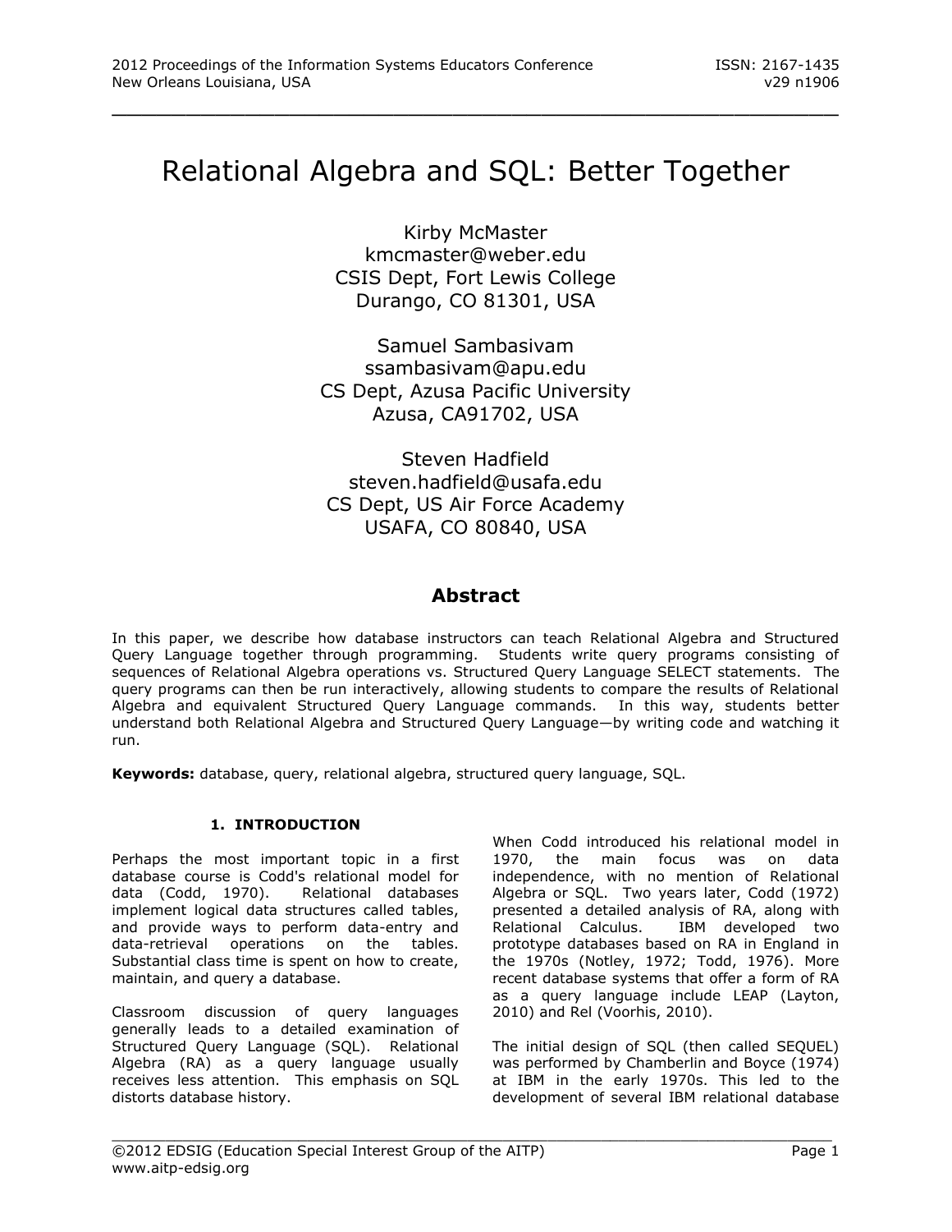# Relational Algebra and SQL: Better Together

Kirby McMaster
kmcmaster@weber.edu
CSIS Dept, Fort Lewis College
Durango, CO 81301, USA

Samuel Sambasivam
ssambasivam@apu.edu
CS Dept, Azusa Pacific University
Azusa, CA91702, USA

Steven Hadfield
steven.hadfield@usafa.edu
CS Dept, US Air Force Academy
USAFA, CO 80840, USA

## Abstract

In this paper, we describe how database instructors can teach Relational Algebra and Structured Query Language together through programming. Students write query programs consisting of sequences of Relational Algebra operations vs. Structured Query Language SELECT statements. The query programs can then be run interactively, allowing students to compare the results of Relational Algebra and equivalent Structured Query Language commands. In this way, students better understand both Relational Algebra and Structured Query Language—by writing code and watching it run.

**Keywords:** database, query, relational algebra, structured query language, SQL.

### 1. INTRODUCTION

Perhaps the most important topic in a first database course is Codd's relational model for data (Codd, 1970). Relational databases implement logical data structures called tables, and provide ways to perform data-entry and data-retrieval operations on the tables. Substantial class time is spent on how to create, maintain, and query a database.

Classroom discussion of query languages generally leads to a detailed examination of Structured Query Language (SQL). Relational Algebra (RA) as a query language usually receives less attention. This emphasis on SQL distorts database history.

When Codd introduced his relational model in 1970, the main focus was on data independence, with no mention of Relational Algebra or SQL. Two years later, Codd (1972) presented a detailed analysis of RA, along with Relational Calculus. IBM developed two prototype databases based on RA in England in the 1970s (Notley, 1972; Todd, 1976). More recent database systems that offer a form of RA as a query language include LEAP (Layton, 2010) and Rel (Voorhis, 2010).

The initial design of SQL (then called SEQUEL) was performed by Chamberlin and Boyce (1974) at IBM in the early 1970s. This led to the development of several IBM relational database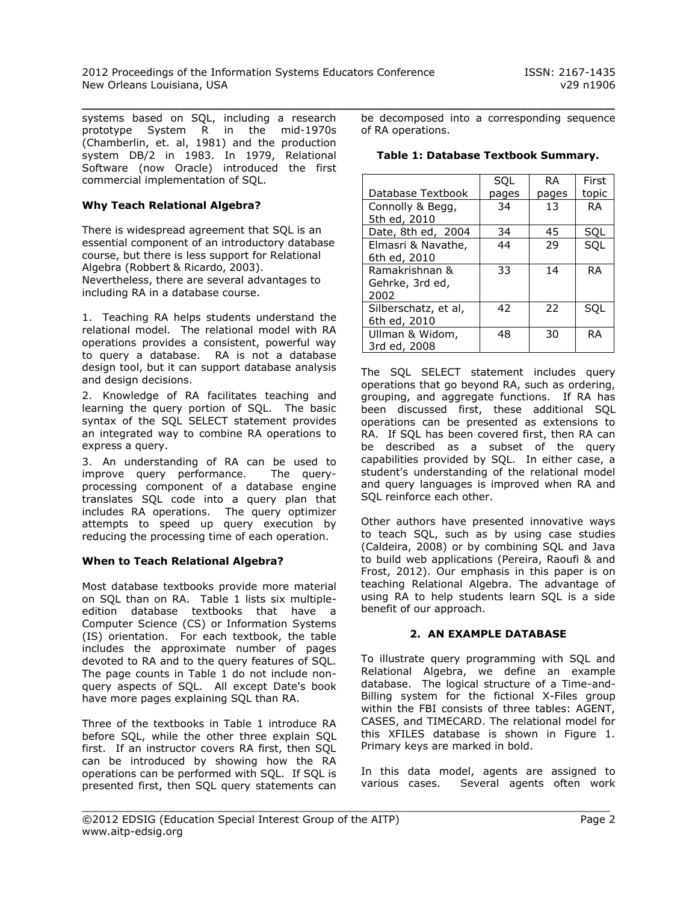systems based on SQL, including a research prototype System R in the mid-1970s (Chamberlin, et. al, 1981) and the production system DB/2 in 1983. In 1979, Relational Software (now Oracle) introduced the first commercial implementation of SQL.

**Why Teach Relational Algebra?**

There is widespread agreement that SQL is an essential component of an introductory database course, but there is less support for Relational Algebra (Robbert & Ricardo, 2003). Nevertheless, there are several advantages to including RA in a database course.

1. Teaching RA helps students understand the relational model. The relational model with RA operations provides a consistent, powerful way to query a database. RA is not a database design tool, but it can support database analysis and design decisions.

2. Knowledge of RA facilitates teaching and learning the query portion of SQL. The basic syntax of the SQL SELECT statement provides an integrated way to combine RA operations to express a query.

3. An understanding of RA can be used to improve query performance. The query-processing component of a database engine translates SQL code into a query plan that includes RA operations. The query optimizer attempts to speed up query execution by reducing the processing time of each operation.

**When to Teach Relational Algebra?**

Most database textbooks provide more material on SQL than on RA. Table 1 lists six multiple-edition database textbooks that have a Computer Science (CS) or Information Systems (IS) orientation. For each textbook, the table includes the approximate number of pages devoted to RA and to the query features of SQL. The page counts in Table 1 do not include non-query aspects of SQL. All except Date's book have more pages explaining SQL than RA.

Three of the textbooks in Table 1 introduce RA before SQL, while the other three explain SQL first. If an instructor covers RA first, then SQL can be introduced by showing how the RA operations can be performed with SQL. If SQL is presented first, then SQL query statements can be decomposed into a corresponding sequence of RA operations.

**Table 1: Database Textbook Summary.**

| Database Textbook | SQL pages | RA pages | First topic |
|---|---|---|---|
| Connolly & Begg, 5th ed, 2010 | 34 | 13 | RA |
| Date, 8th ed, 2004 | 34 | 45 | SQL |
| Elmasri & Navathe, 6th ed, 2010 | 44 | 29 | SQL |
| Ramakrishnan & Gehrke, 3rd ed, 2002 | 33 | 14 | RA |
| Silberschatz, et al, 6th ed, 2010 | 42 | 22 | SQL |
| Ullman & Widom, 3rd ed, 2008 | 48 | 30 | RA |

The SQL SELECT statement includes query operations that go beyond RA, such as ordering, grouping, and aggregate functions. If RA has been discussed first, these additional SQL operations can be presented as extensions to RA. If SQL has been covered first, then RA can be described as a subset of the query capabilities provided by SQL. In either case, a student's understanding of the relational model and query languages is improved when RA and SQL reinforce each other.

Other authors have presented innovative ways to teach SQL, such as by using case studies (Caldeira, 2008) or by combining SQL and Java to build web applications (Pereira, Raoufi & and Frost, 2012). Our emphasis in this paper is on teaching Relational Algebra. The advantage of using RA to help students learn SQL is a side benefit of our approach.

## 2. AN EXAMPLE DATABASE

To illustrate query programming with SQL and Relational Algebra, we define an example database. The logical structure of a Time-and-Billing system for the fictional X-Files group within the FBI consists of three tables: AGENT, CASES, and TIMECARD. The relational model for this XFILES database is shown in Figure 1. Primary keys are marked in bold.

In this data model, agents are assigned to various cases. Several agents often work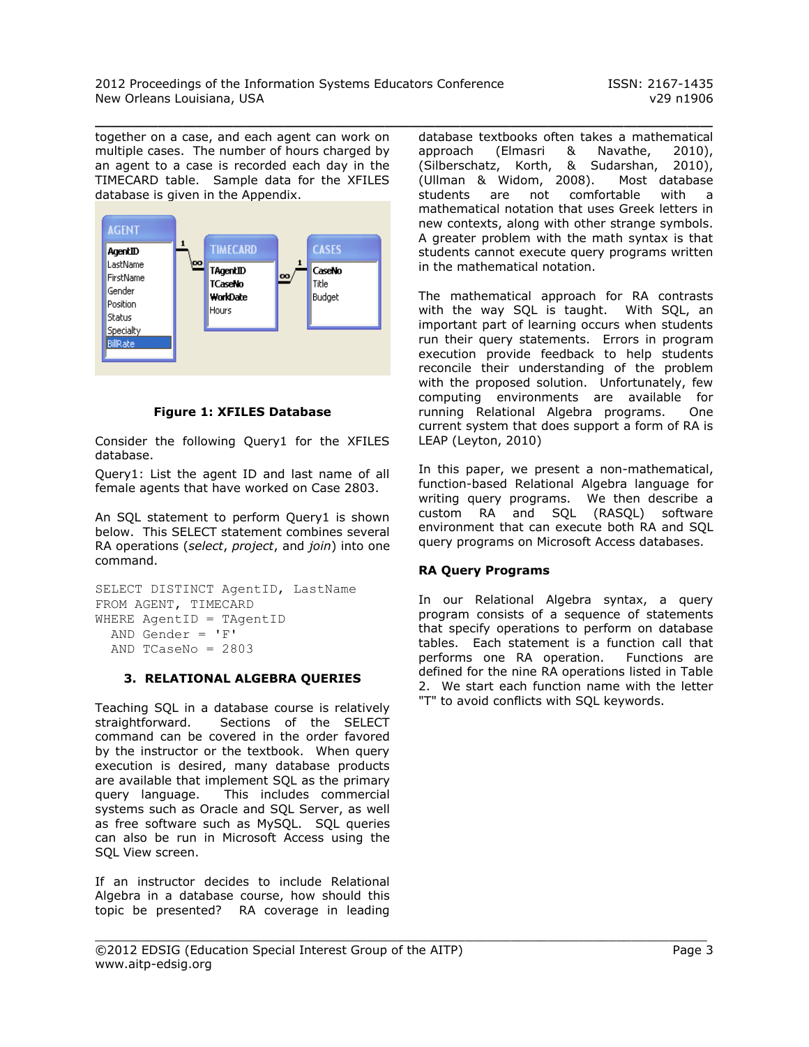together on a case, and each agent can work on multiple cases. The number of hours charged by an agent to a case is recorded each day in the TIMECARD table. Sample data for the XFILES database is given in the Appendix.

**Figure 1: XFILES Database**

Consider the following Query1 for the XFILES database.

Query1: List the agent ID and last name of all female agents that have worked on Case 2803.

An SQL statement to perform Query1 is shown below. This SELECT statement combines several RA operations (*select*, *project*, and *join*) into one command.

```
SELECT DISTINCT AgentID, LastName
FROM AGENT, TIMECARD
WHERE AgentID = TAgentID
  AND Gender = 'F'
  AND TCaseNo = 2803
```

## 3. RELATIONAL ALGEBRA QUERIES

Teaching SQL in a database course is relatively straightforward. Sections of the SELECT command can be covered in the order favored by the instructor or the textbook. When query execution is desired, many database products are available that implement SQL as the primary query language. This includes commercial systems such as Oracle and SQL Server, as well as free software such as MySQL. SQL queries can also be run in Microsoft Access using the SQL View screen.

If an instructor decides to include Relational Algebra in a database course, how should this topic be presented? RA coverage in leading database textbooks often takes a mathematical approach (Elmasri & Navathe, 2010), (Silberschatz, Korth, & Sudarshan, 2010), (Ullman & Widom, 2008). Most database students are not comfortable with a mathematical notation that uses Greek letters in new contexts, along with other strange symbols. A greater problem with the math syntax is that students cannot execute query programs written in the mathematical notation.

The mathematical approach for RA contrasts with the way SQL is taught. With SQL, an important part of learning occurs when students run their query statements. Errors in program execution provide feedback to help students reconcile their understanding of the problem with the proposed solution. Unfortunately, few computing environments are available for running Relational Algebra programs. One current system that does support a form of RA is LEAP (Leyton, 2010)

In this paper, we present a non-mathematical, function-based Relational Algebra language for writing query programs. We then describe a custom RA and SQL (RASQL) software environment that can execute both RA and SQL query programs on Microsoft Access databases.

### RA Query Programs

In our Relational Algebra syntax, a query program consists of a sequence of statements that specify operations to perform on database tables. Each statement is a function call that performs one RA operation. Functions are defined for the nine RA operations listed in Table 2. We start each function name with the letter "T" to avoid conflicts with SQL keywords.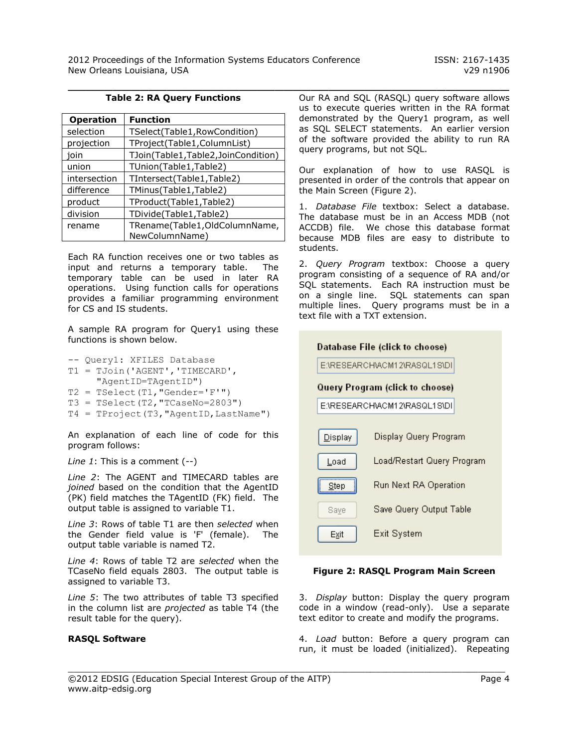**Table 2: RA Query Functions**

| Operation | Function |
|---|---|
| selection | TSelect(Table1,RowCondition) |
| projection | TProject(Table1,ColumnList) |
| join | TJoin(Table1,Table2,JoinCondition) |
| union | TUnion(Table1,Table2) |
| intersection | TIntersect(Table1,Table2) |
| difference | TMinus(Table1,Table2) |
| product | TProduct(Table1,Table2) |
| division | TDivide(Table1,Table2) |
| rename | TRename(Table1,OldColumnName, NewColumnName) |

Each RA function receives one or two tables as input and returns a temporary table. The temporary table can be used in later RA operations. Using function calls for operations provides a familiar programming environment for CS and IS students.

A sample RA program for Query1 using these functions is shown below.

```
-- Query1: XFILES Database
T1 = TJoin('AGENT','TIMECARD',
     "AgentID=TAgentID")
T2 = TSelect(T1,"Gender='F'")
T3 = TSelect(T2,"TCaseNo=2803")
T4 = TProject(T3,"AgentID,LastName")
```

An explanation of each line of code for this program follows:

*Line 1*: This is a comment (--)

*Line 2*: The AGENT and TIMECARD tables are *joined* based on the condition that the AgentID (PK) field matches the TAgentID (FK) field. The output table is assigned to variable T1.

*Line 3*: Rows of table T1 are then *selected* when the Gender field value is 'F' (female). The output table variable is named T2.

*Line 4*: Rows of table T2 are *selected* when the TCaseNo field equals 2803. The output table is assigned to variable T3.

*Line 5*: The two attributes of table T3 specified in the column list are *projected* as table T4 (the result table for the query).

**RASQL Software**

Our RA and SQL (RASQL) query software allows us to execute queries written in the RA format demonstrated by the Query1 program, as well as SQL SELECT statements. An earlier version of the software provided the ability to run RA query programs, but not SQL.

Our explanation of how to use RASQL is presented in order of the controls that appear on the Main Screen (Figure 2).

1. *Database File* textbox: Select a database. The database must be in an Access MDB (not ACCDB) file. We chose this database format because MDB files are easy to distribute to students.

2. *Query Program* textbox: Choose a query program consisting of a sequence of RA and/or SQL statements. Each RA instruction must be on a single line. SQL statements can span multiple lines. Query programs must be in a text file with a TXT extension.

Database File (click to choose)

E:\RESEARCH\ACM12\RASQL1S\DI

Query Program (click to choose)

E:\RESEARCH\ACM12\RASQL1S\DI

| | |
|---|---|
| Display | Display Query Program |
| Load | Load/Restart Query Program |
| Step | Run Next RA Operation |
| Save | Save Query Output Table |
| Exit | Exit System |

**Figure 2: RASQL Program Main Screen**

3. *Display* button: Display the query program code in a window (read-only). Use a separate text editor to create and modify the programs.

4. *Load* button: Before a query program can run, it must be loaded (initialized). Repeating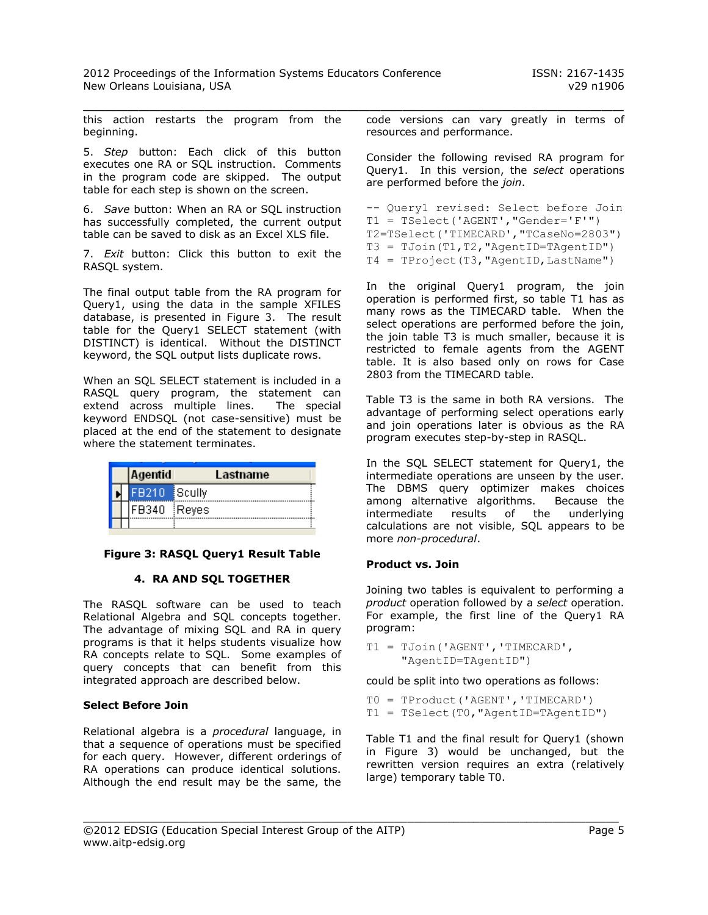this action restarts the program from the beginning.

5. *Step* button: Each click of this button executes one RA or SQL instruction. Comments in the program code are skipped. The output table for each step is shown on the screen.

6. *Save* button: When an RA or SQL instruction has successfully completed, the current output table can be saved to disk as an Excel XLS file.

7. *Exit* button: Click this button to exit the RASQL system.

The final output table from the RA program for Query1, using the data in the sample XFILES database, is presented in Figure 3. The result table for the Query1 SELECT statement (with DISTINCT) is identical. Without the DISTINCT keyword, the SQL output lists duplicate rows.

When an SQL SELECT statement is included in a RASQL query program, the statement can extend across multiple lines. The special keyword ENDSQL (not case-sensitive) must be placed at the end of the statement to designate where the statement terminates.

| Agentid | Lastname |
|---|---|
| FB210 | Scully |
| FB340 | Reyes |

**Figure 3: RASQL Query1 Result Table**

## 4. RA AND SQL TOGETHER

The RASQL software can be used to teach Relational Algebra and SQL concepts together. The advantage of mixing SQL and RA in query programs is that it helps students visualize how RA concepts relate to SQL. Some examples of query concepts that can benefit from this integrated approach are described below.

### Select Before Join

Relational algebra is a *procedural* language, in that a sequence of operations must be specified for each query. However, different orderings of RA operations can produce identical solutions. Although the end result may be the same, the code versions can vary greatly in terms of resources and performance.

Consider the following revised RA program for Query1. In this version, the *select* operations are performed before the *join*.

```
-- Query1 revised: Select before Join
T1 = TSelect('AGENT',"Gender='F'")
T2=TSelect('TIMECARD',"TCaseNo=2803")
T3 = TJoin(T1,T2,"AgentID=TAgentID")
T4 = TProject(T3,"AgentID,LastName")
```

In the original Query1 program, the join operation is performed first, so table T1 has as many rows as the TIMECARD table. When the select operations are performed before the join, the join table T3 is much smaller, because it is restricted to female agents from the AGENT table. It is also based only on rows for Case 2803 from the TIMECARD table.

Table T3 is the same in both RA versions. The advantage of performing select operations early and join operations later is obvious as the RA program executes step-by-step in RASQL.

In the SQL SELECT statement for Query1, the intermediate operations are unseen by the user. The DBMS query optimizer makes choices among alternative algorithms. Because the intermediate results of the underlying calculations are not visible, SQL appears to be more *non-procedural*.

### Product vs. Join

Joining two tables is equivalent to performing a *product* operation followed by a *select* operation. For example, the first line of the Query1 RA program:

```
T1 = TJoin('AGENT','TIMECARD',
     "AgentID=TAgentID")
```

could be split into two operations as follows:

```
T0 = TProduct('AGENT','TIMECARD')
T1 = TSelect(T0,"AgentID=TAgentID")
```

Table T1 and the final result for Query1 (shown in Figure 3) would be unchanged, but the rewritten version requires an extra (relatively large) temporary table T0.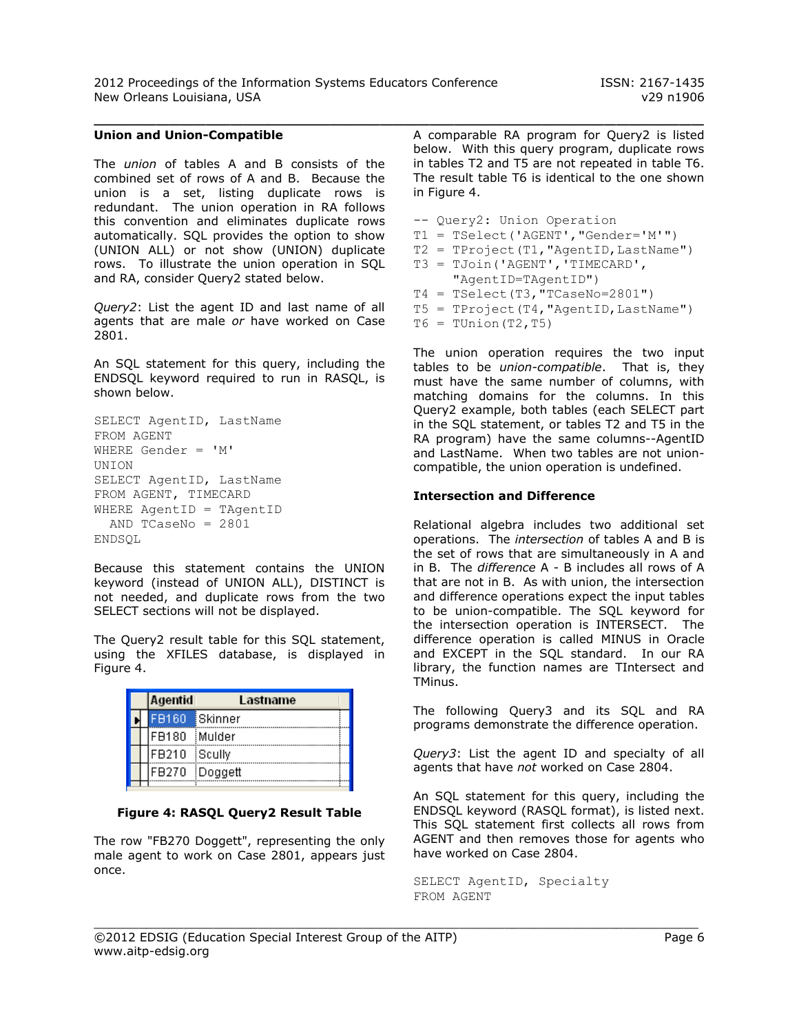### Union and Union-Compatible

The *union* of tables A and B consists of the combined set of rows of A and B. Because the union is a set, listing duplicate rows is redundant. The union operation in RA follows this convention and eliminates duplicate rows automatically. SQL provides the option to show (UNION ALL) or not show (UNION) duplicate rows. To illustrate the union operation in SQL and RA, consider Query2 stated below.

*Query2*: List the agent ID and last name of all agents that are male *or* have worked on Case 2801.

An SQL statement for this query, including the ENDSQL keyword required to run in RASQL, is shown below.

```
SELECT AgentID, LastName
FROM AGENT
WHERE Gender = 'M'
UNION
SELECT AgentID, LastName
FROM AGENT, TIMECARD
WHERE AgentID = TAgentID
  AND TCaseNo = 2801
ENDSQL
```

Because this statement contains the UNION keyword (instead of UNION ALL), DISTINCT is not needed, and duplicate rows from the two SELECT sections will not be displayed.

The Query2 result table for this SQL statement, using the XFILES database, is displayed in Figure 4.

| Agentid | Lastname |
|---|---|
| FB160 | Skinner |
| FB180 | Mulder |
| FB210 | Scully |
| FB270 | Doggett |

**Figure 4: RASQL Query2 Result Table**

The row "FB270 Doggett", representing the only male agent to work on Case 2801, appears just once.

A comparable RA program for Query2 is listed below. With this query program, duplicate rows in tables T2 and T5 are not repeated in table T6. The result table T6 is identical to the one shown in Figure 4.

```
-- Query2: Union Operation
T1 = TSelect('AGENT',"Gender='M'")
T2 = TProject(T1,"AgentID,LastName")
T3 = TJoin('AGENT','TIMECARD',
     "AgentID=TAgentID")
T4 = TSelect(T3,"TCaseNo=2801")
T5 = TProject(T4,"AgentID,LastName")
T6 = TUnion(T2,T5)
```

The union operation requires the two input tables to be *union-compatible*. That is, they must have the same number of columns, with matching domains for the columns. In this Query2 example, both tables (each SELECT part in the SQL statement, or tables T2 and T5 in the RA program) have the same columns--AgentID and LastName. When two tables are not union-compatible, the union operation is undefined.

### Intersection and Difference

Relational algebra includes two additional set operations. The *intersection* of tables A and B is the set of rows that are simultaneously in A and in B. The *difference* A - B includes all rows of A that are not in B. As with union, the intersection and difference operations expect the input tables to be union-compatible. The SQL keyword for the intersection operation is INTERSECT. The difference operation is called MINUS in Oracle and EXCEPT in the SQL standard. In our RA library, the function names are TIntersect and TMinus.

The following Query3 and its SQL and RA programs demonstrate the difference operation.

*Query3*: List the agent ID and specialty of all agents that have *not* worked on Case 2804.

An SQL statement for this query, including the ENDSQL keyword (RASQL format), is listed next. This SQL statement first collects all rows from AGENT and then removes those for agents who have worked on Case 2804.

```
SELECT AgentID, Specialty
FROM AGENT
```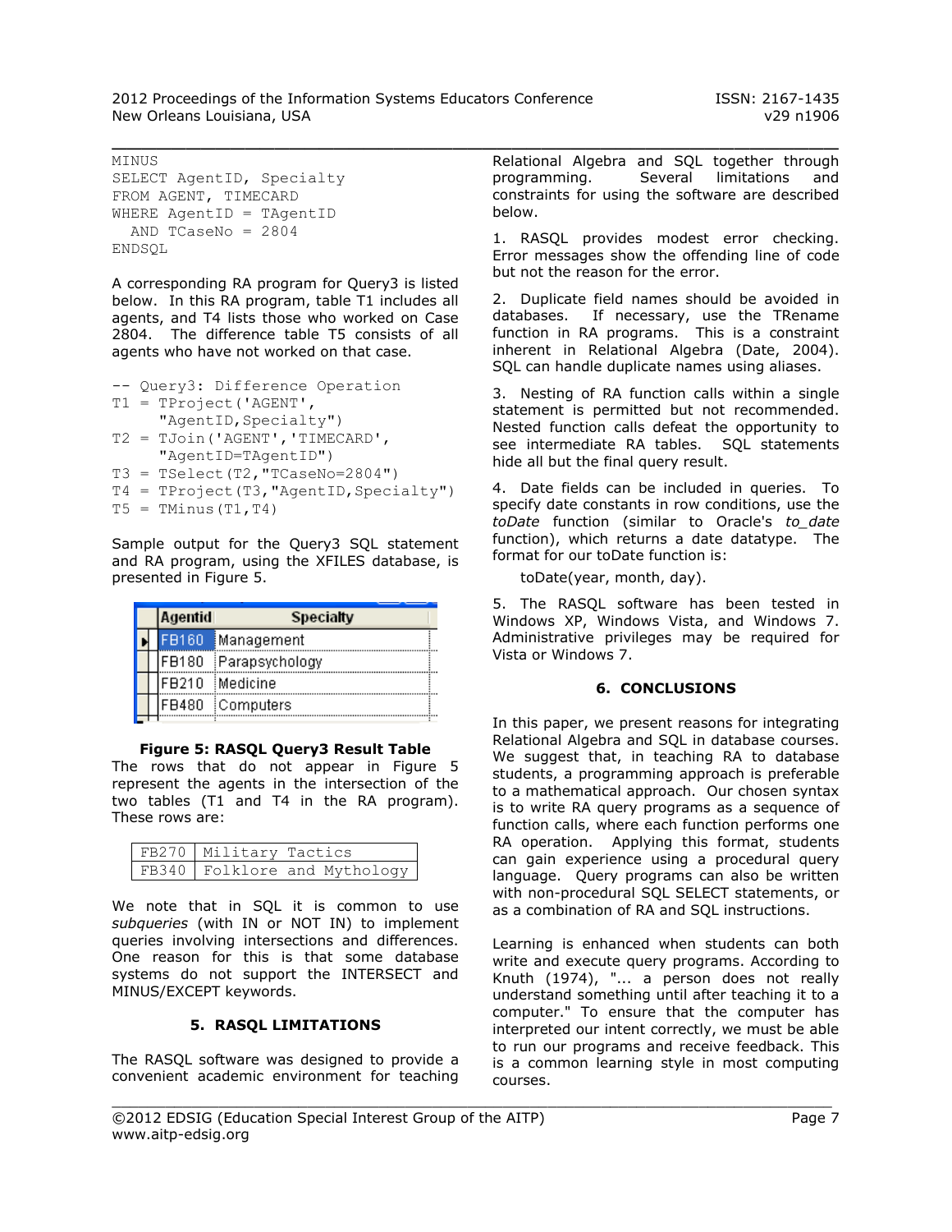```
MINUS
SELECT AgentID, Specialty
FROM AGENT, TIMECARD
WHERE AgentID = TAgentID
  AND TCaseNo = 2804
ENDSQL
```

A corresponding RA program for Query3 is listed below. In this RA program, table T1 includes all agents, and T4 lists those who worked on Case 2804. The difference table T5 consists of all agents who have not worked on that case.

```
-- Query3: Difference Operation
T1 = TProject('AGENT',
     "AgentID,Specialty")
T2 = TJoin('AGENT','TIMECARD',
     "AgentID=TAgentID")
T3 = TSelect(T2,"TCaseNo=2804")
T4 = TProject(T3,"AgentID,Specialty")
T5 = TMinus(T1,T4)
```

Sample output for the Query3 SQL statement and RA program, using the XFILES database, is presented in Figure 5.

| Agentid | Specialty |
|---|---|
| FB160 | Management |
| FB180 | Parapsychology |
| FB210 | Medicine |
| FB480 | Computers |

**Figure 5: RASQL Query3 Result Table**

The rows that do not appear in Figure 5 represent the agents in the intersection of the two tables (T1 and T4 in the RA program). These rows are:

| | |
|---|---|
| FB270 | Military Tactics |
| FB340 | Folklore and Mythology |

We note that in SQL it is common to use *subqueries* (with IN or NOT IN) to implement queries involving intersections and differences. One reason for this is that some database systems do not support the INTERSECT and MINUS/EXCEPT keywords.

## 5. RASQL LIMITATIONS

The RASQL software was designed to provide a convenient academic environment for teaching Relational Algebra and SQL together through programming. Several limitations and constraints for using the software are described below.

1. RASQL provides modest error checking. Error messages show the offending line of code but not the reason for the error.

2. Duplicate field names should be avoided in databases. If necessary, use the TRename function in RA programs. This is a constraint inherent in Relational Algebra (Date, 2004). SQL can handle duplicate names using aliases.

3. Nesting of RA function calls within a single statement is permitted but not recommended. Nested function calls defeat the opportunity to see intermediate RA tables. SQL statements hide all but the final query result.

4. Date fields can be included in queries. To specify date constants in row conditions, use the *toDate* function (similar to Oracle's *to_date* function), which returns a date datatype. The format for our toDate function is:

   toDate(year, month, day).

5. The RASQL software has been tested in Windows XP, Windows Vista, and Windows 7. Administrative privileges may be required for Vista or Windows 7.

## 6. CONCLUSIONS

In this paper, we present reasons for integrating Relational Algebra and SQL in database courses. We suggest that, in teaching RA to database students, a programming approach is preferable to a mathematical approach. Our chosen syntax is to write RA query programs as a sequence of function calls, where each function performs one RA operation. Applying this format, students can gain experience using a procedural query language. Query programs can also be written with non-procedural SQL SELECT statements, or as a combination of RA and SQL instructions.

Learning is enhanced when students can both write and execute query programs. According to Knuth (1974), "... a person does not really understand something until after teaching it to a computer." To ensure that the computer has interpreted our intent correctly, we must be able to run our programs and receive feedback. This is a common learning style in most computing courses.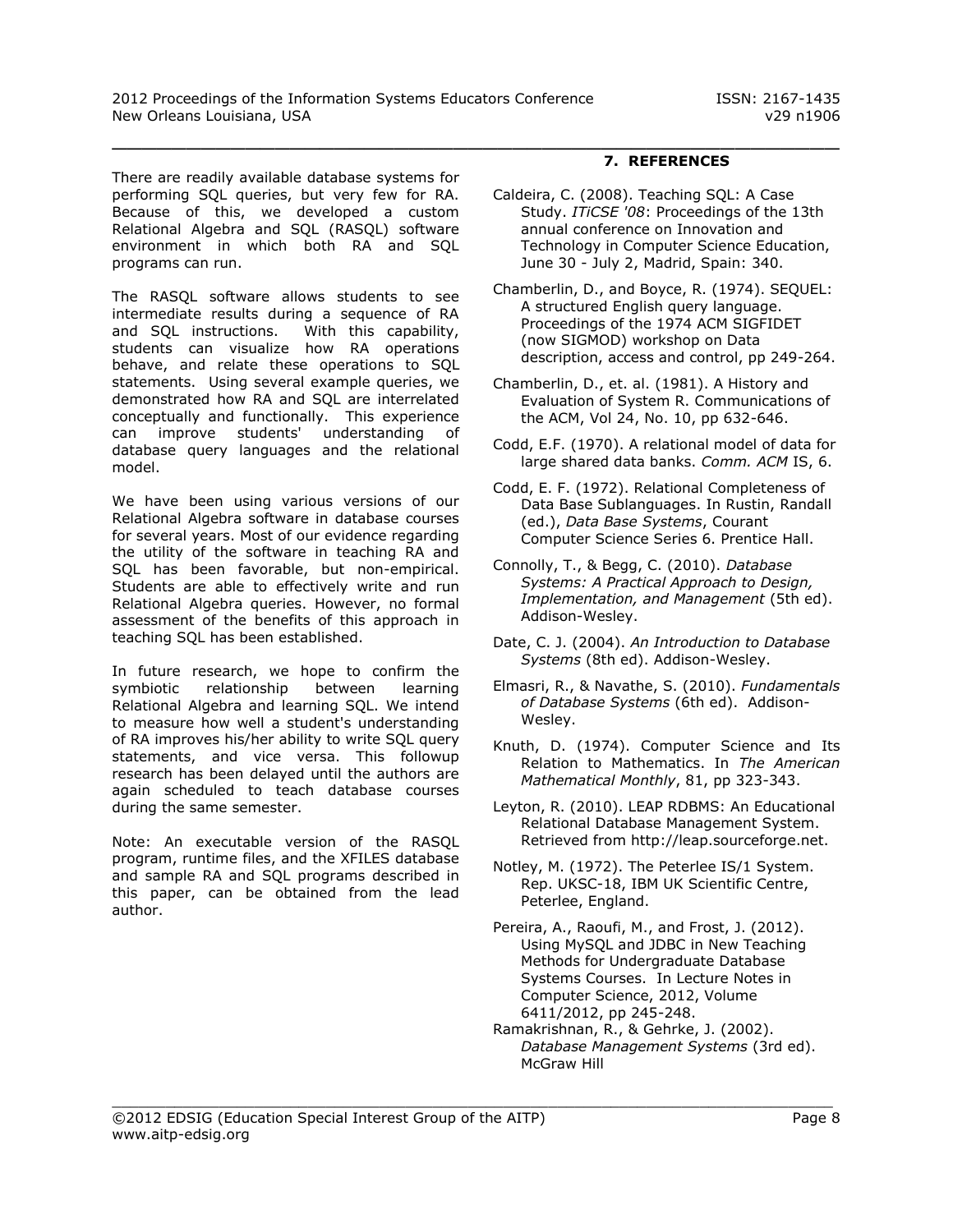There are readily available database systems for performing SQL queries, but very few for RA. Because of this, we developed a custom Relational Algebra and SQL (RASQL) software environment in which both RA and SQL programs can run.

The RASQL software allows students to see intermediate results during a sequence of RA and SQL instructions. With this capability, students can visualize how RA operations behave, and relate these operations to SQL statements. Using several example queries, we demonstrated how RA and SQL are interrelated conceptually and functionally. This experience can improve students' understanding of database query languages and the relational model.

We have been using various versions of our Relational Algebra software in database courses for several years. Most of our evidence regarding the utility of the software in teaching RA and SQL has been favorable, but non-empirical. Students are able to effectively write and run Relational Algebra queries. However, no formal assessment of the benefits of this approach in teaching SQL has been established.

In future research, we hope to confirm the symbiotic relationship between learning Relational Algebra and learning SQL. We intend to measure how well a student's understanding of RA improves his/her ability to write SQL query statements, and vice versa. This followup research has been delayed until the authors are again scheduled to teach database courses during the same semester.

Note: An executable version of the RASQL program, runtime files, and the XFILES database and sample RA and SQL programs described in this paper, can be obtained from the lead author.

## 7. REFERENCES

Caldeira, C. (2008). Teaching SQL: A Case Study. *ITiCSE '08*: Proceedings of the 13th annual conference on Innovation and Technology in Computer Science Education, June 30 - July 2, Madrid, Spain: 340.

Chamberlin, D., and Boyce, R. (1974). SEQUEL: A structured English query language. Proceedings of the 1974 ACM SIGFIDET (now SIGMOD) workshop on Data description, access and control, pp 249-264.

Chamberlin, D., et. al. (1981). A History and Evaluation of System R. Communications of the ACM, Vol 24, No. 10, pp 632-646.

Codd, E.F. (1970). A relational model of data for large shared data banks. *Comm. ACM* IS, 6.

Codd, E. F. (1972). Relational Completeness of Data Base Sublanguages. In Rustin, Randall (ed.), *Data Base Systems*, Courant Computer Science Series 6. Prentice Hall.

Connolly, T., & Begg, C. (2010). *Database Systems: A Practical Approach to Design, Implementation, and Management* (5th ed). Addison-Wesley.

Date, C. J. (2004). *An Introduction to Database Systems* (8th ed). Addison-Wesley.

Elmasri, R., & Navathe, S. (2010). *Fundamentals of Database Systems* (6th ed). Addison-Wesley.

Knuth, D. (1974). Computer Science and Its Relation to Mathematics. In *The American Mathematical Monthly*, 81, pp 323-343.

Leyton, R. (2010). LEAP RDBMS: An Educational Relational Database Management System. Retrieved from http://leap.sourceforge.net.

Notley, M. (1972). The Peterlee IS/1 System. Rep. UKSC-18, IBM UK Scientific Centre, Peterlee, England.

Pereira, A., Raoufi, M., and Frost, J. (2012). Using MySQL and JDBC in New Teaching Methods for Undergraduate Database Systems Courses. In Lecture Notes in Computer Science, 2012, Volume 6411/2012, pp 245-248.

Ramakrishnan, R., & Gehrke, J. (2002). *Database Management Systems* (3rd ed). McGraw Hill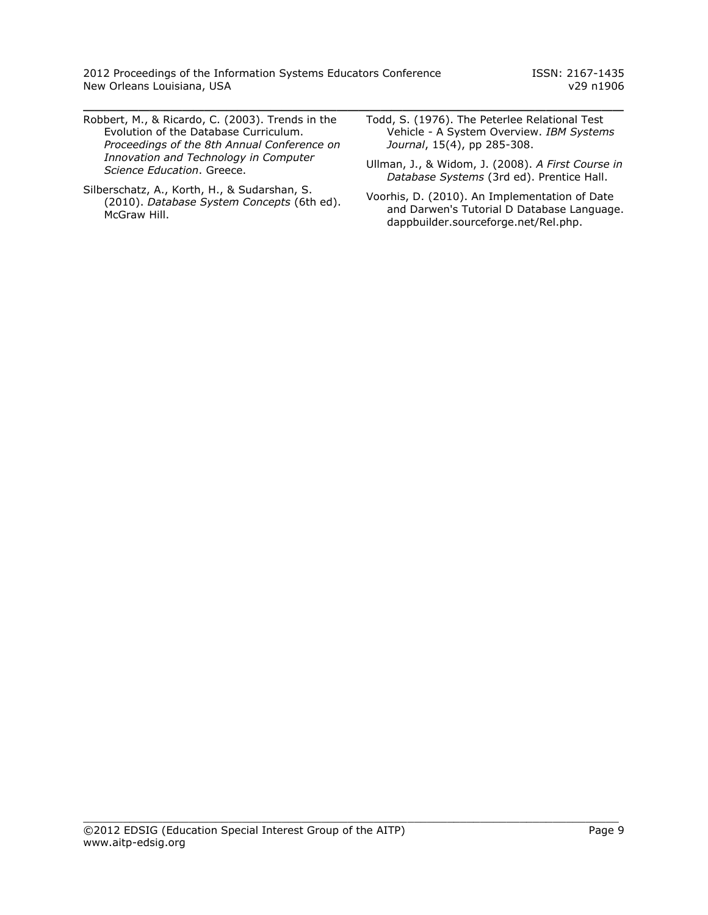Robbert, M., & Ricardo, C. (2003). Trends in the Evolution of the Database Curriculum. *Proceedings of the 8th Annual Conference on Innovation and Technology in Computer Science Education*. Greece.

Silberschatz, A., Korth, H., & Sudarshan, S. (2010). *Database System Concepts* (6th ed). McGraw Hill.

Todd, S. (1976). The Peterlee Relational Test Vehicle - A System Overview. *IBM Systems Journal*, 15(4), pp 285-308.

Ullman, J., & Widom, J. (2008). *A First Course in Database Systems* (3rd ed). Prentice Hall.

Voorhis, D. (2010). An Implementation of Date and Darwen's Tutorial D Database Language. dappbuilder.sourceforge.net/Rel.php.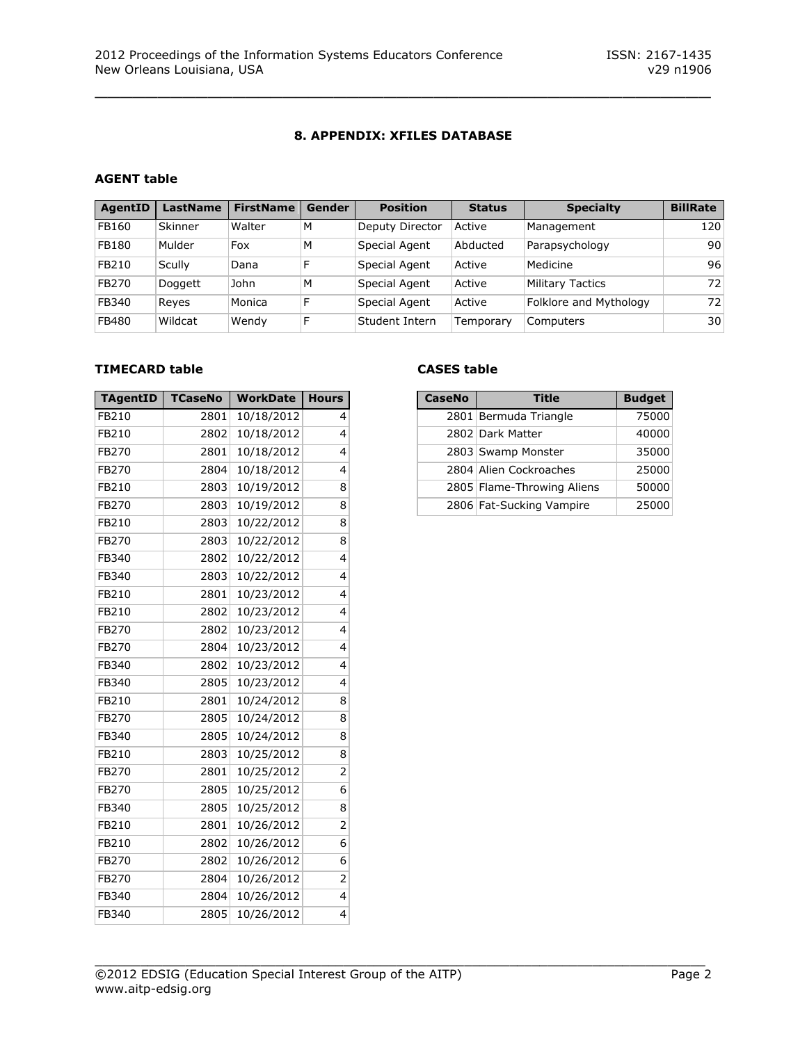## 8. APPENDIX: XFILES DATABASE

### AGENT table

| AgentID | LastName | FirstName | Gender | Position | Status | Specialty | BillRate |
|---|---|---|---|---|---|---|---|
| FB160 | Skinner | Walter | M | Deputy Director | Active | Management | 120 |
| FB180 | Mulder | Fox | M | Special Agent | Abducted | Parapsychology | 90 |
| FB210 | Scully | Dana | F | Special Agent | Active | Medicine | 96 |
| FB270 | Doggett | John | M | Special Agent | Active | Military Tactics | 72 |
| FB340 | Reyes | Monica | F | Special Agent | Active | Folklore and Mythology | 72 |
| FB480 | Wildcat | Wendy | F | Student Intern | Temporary | Computers | 30 |

### TIMECARD table

| TAgentID | TCaseNo | WorkDate | Hours |
|---|---|---|---|
| FB210 | 2801 | 10/18/2012 | 4 |
| FB210 | 2802 | 10/18/2012 | 4 |
| FB270 | 2801 | 10/18/2012 | 4 |
| FB270 | 2804 | 10/18/2012 | 4 |
| FB210 | 2803 | 10/19/2012 | 8 |
| FB270 | 2803 | 10/19/2012 | 8 |
| FB210 | 2803 | 10/22/2012 | 8 |
| FB270 | 2803 | 10/22/2012 | 8 |
| FB340 | 2802 | 10/22/2012 | 4 |
| FB340 | 2803 | 10/22/2012 | 4 |
| FB210 | 2801 | 10/23/2012 | 4 |
| FB210 | 2802 | 10/23/2012 | 4 |
| FB270 | 2802 | 10/23/2012 | 4 |
| FB270 | 2804 | 10/23/2012 | 4 |
| FB340 | 2802 | 10/23/2012 | 4 |
| FB340 | 2805 | 10/23/2012 | 4 |
| FB210 | 2801 | 10/24/2012 | 8 |
| FB270 | 2805 | 10/24/2012 | 8 |
| FB340 | 2805 | 10/24/2012 | 8 |
| FB210 | 2803 | 10/25/2012 | 8 |
| FB270 | 2801 | 10/25/2012 | 2 |
| FB270 | 2805 | 10/25/2012 | 6 |
| FB340 | 2805 | 10/25/2012 | 8 |
| FB210 | 2801 | 10/26/2012 | 2 |
| FB210 | 2802 | 10/26/2012 | 6 |
| FB270 | 2802 | 10/26/2012 | 6 |
| FB270 | 2804 | 10/26/2012 | 2 |
| FB340 | 2804 | 10/26/2012 | 4 |
| FB340 | 2805 | 10/26/2012 | 4 |

### CASES table

| CaseNo | Title | Budget |
|---|---|---|
| 2801 | Bermuda Triangle | 75000 |
| 2802 | Dark Matter | 40000 |
| 2803 | Swamp Monster | 35000 |
| 2804 | Alien Cockroaches | 25000 |
| 2805 | Flame-Throwing Aliens | 50000 |
| 2806 | Fat-Sucking Vampire | 25000 |